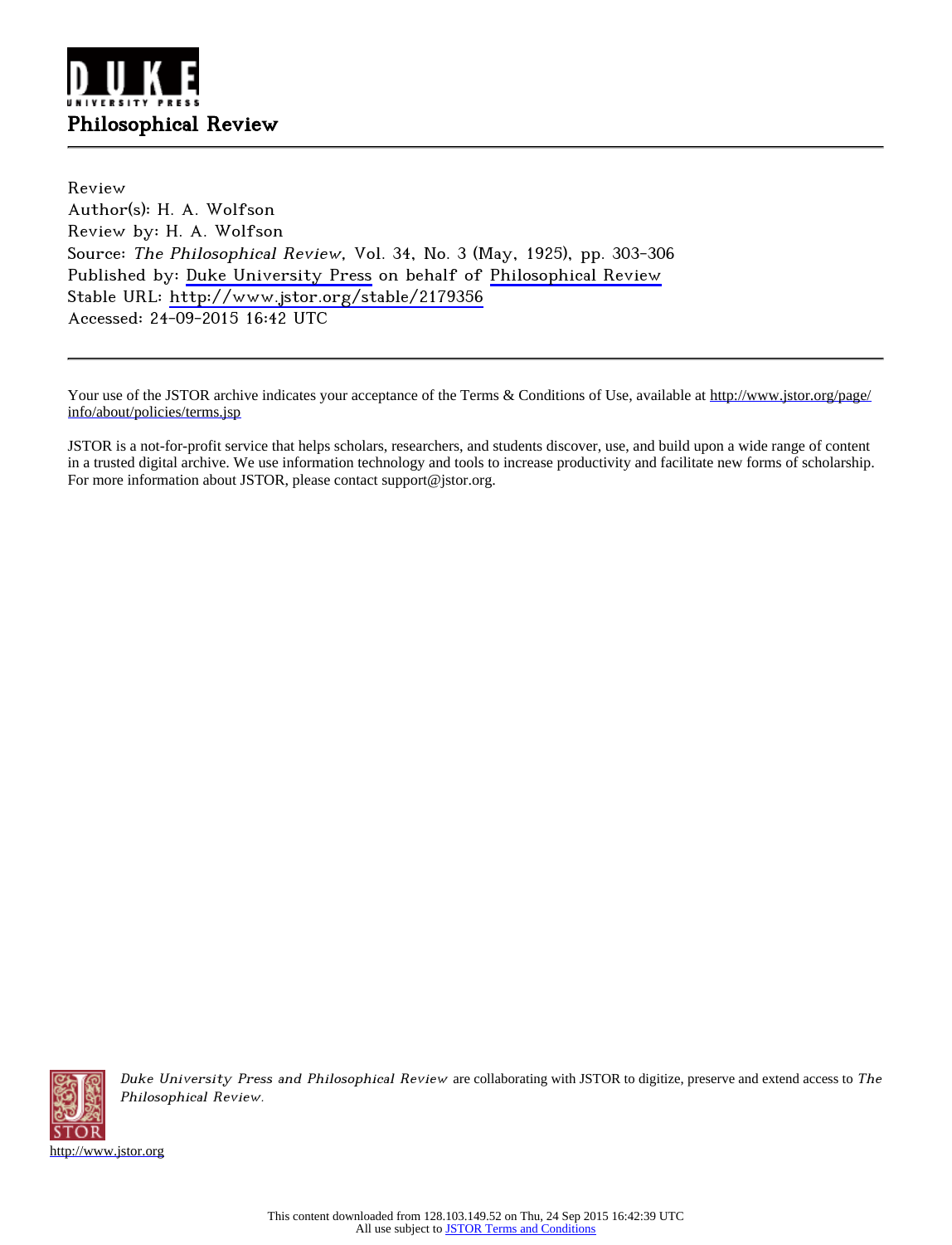Philosophical Review

Review
Author(s): H. A. Wolfson
Review by: H. A. Wolfson
Source: *The Philosophical Review*, Vol. 34, No. 3 (May, 1925), pp. 303-306
Published by: Duke University Press on behalf of Philosophical Review
Stable URL: http://www.jstor.org/stable/2179356
Accessed: 24-09-2015 16:42 UTC

Your use of the JSTOR archive indicates your acceptance of the Terms & Conditions of Use, available at http://www.jstor.org/page/info/about/policies/terms.jsp

JSTOR is a not-for-profit service that helps scholars, researchers, and students discover, use, and build upon a wide range of content in a trusted digital archive. We use information technology and tools to increase productivity and facilitate new forms of scholarship. For more information about JSTOR, please contact support@jstor.org.

*Duke University Press and Philosophical Review* are collaborating with JSTOR to digitize, preserve and extend access to *The Philosophical Review*.

http://www.jstor.org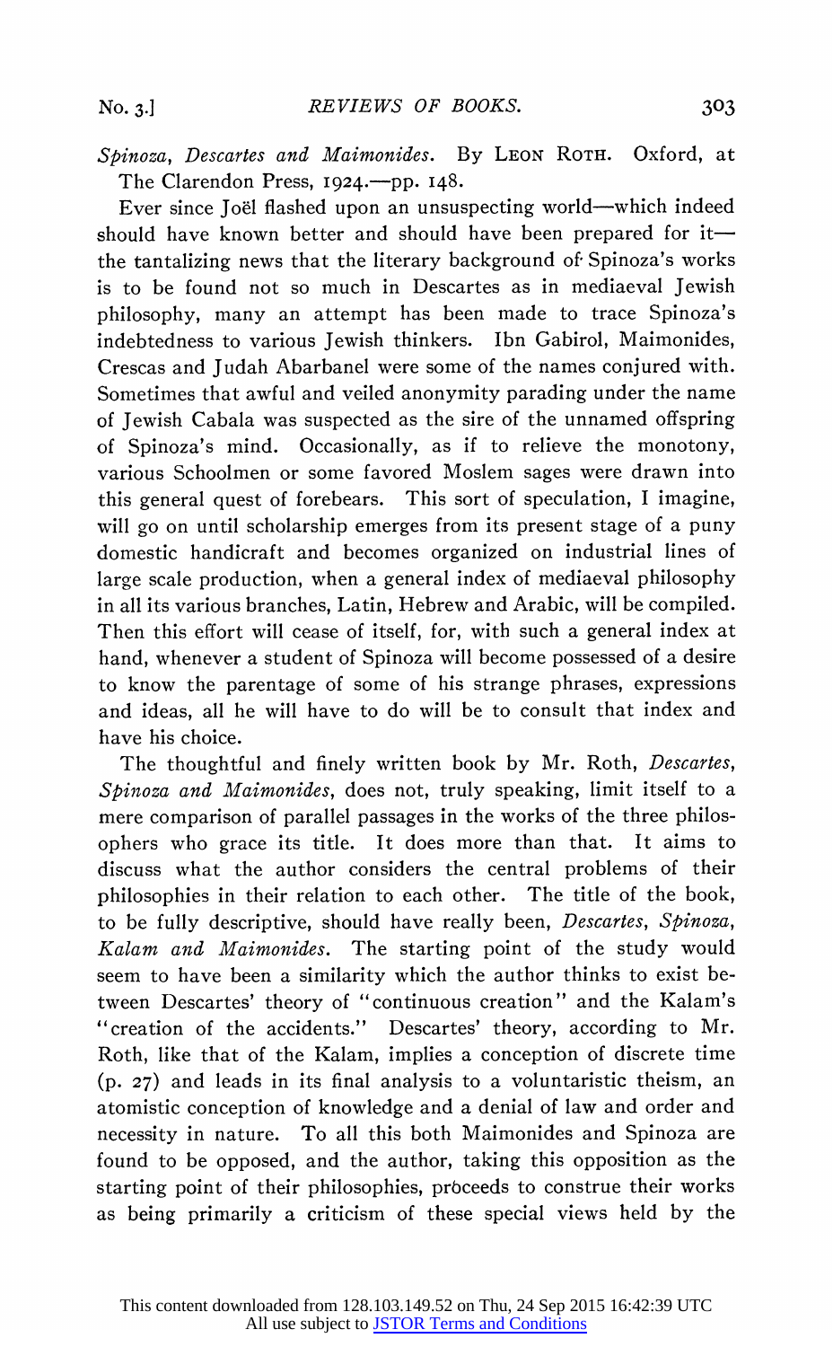*Spinoza, Descartes and Maimonides.* By Leon Roth. Oxford, at The Clarendon Press, 1924.—pp. 148.

Ever since Joël flashed upon an unsuspecting world—which indeed should have known better and should have been prepared for it—the tantalizing news that the literary background of Spinoza's works is to be found not so much in Descartes as in mediaeval Jewish philosophy, many an attempt has been made to trace Spinoza's indebtedness to various Jewish thinkers. Ibn Gabirol, Maimonides, Crescas and Judah Abarbanel were some of the names conjured with. Sometimes that awful and veiled anonymity parading under the name of Jewish Cabala was suspected as the sire of the unnamed offspring of Spinoza's mind. Occasionally, as if to relieve the monotony, various Schoolmen or some favored Moslem sages were drawn into this general quest of forebears. This sort of speculation, I imagine, will go on until scholarship emerges from its present stage of a puny domestic handicraft and becomes organized on industrial lines of large scale production, when a general index of mediaeval philosophy in all its various branches, Latin, Hebrew and Arabic, will be compiled. Then this effort will cease of itself, for, with such a general index at hand, whenever a student of Spinoza will become possessed of a desire to know the parentage of some of his strange phrases, expressions and ideas, all he will have to do will be to consult that index and have his choice.

The thoughtful and finely written book by Mr. Roth, *Descartes, Spinoza and Maimonides*, does not, truly speaking, limit itself to a mere comparison of parallel passages in the works of the three philosophers who grace its title. It does more than that. It aims to discuss what the author considers the central problems of their philosophies in their relation to each other. The title of the book, to be fully descriptive, should have really been, *Descartes, Spinoza, Kalam and Maimonides*. The starting point of the study would seem to have been a similarity which the author thinks to exist between Descartes' theory of "continuous creation" and the Kalam's "creation of the accidents." Descartes' theory, according to Mr. Roth, like that of the Kalam, implies a conception of discrete time (p. 27) and leads in its final analysis to a voluntaristic theism, an atomistic conception of knowledge and a denial of law and order and necessity in nature. To all this both Maimonides and Spinoza are found to be opposed, and the author, taking this opposition as the starting point of their philosophies, proceeds to construe their works as being primarily a criticism of these special views held by the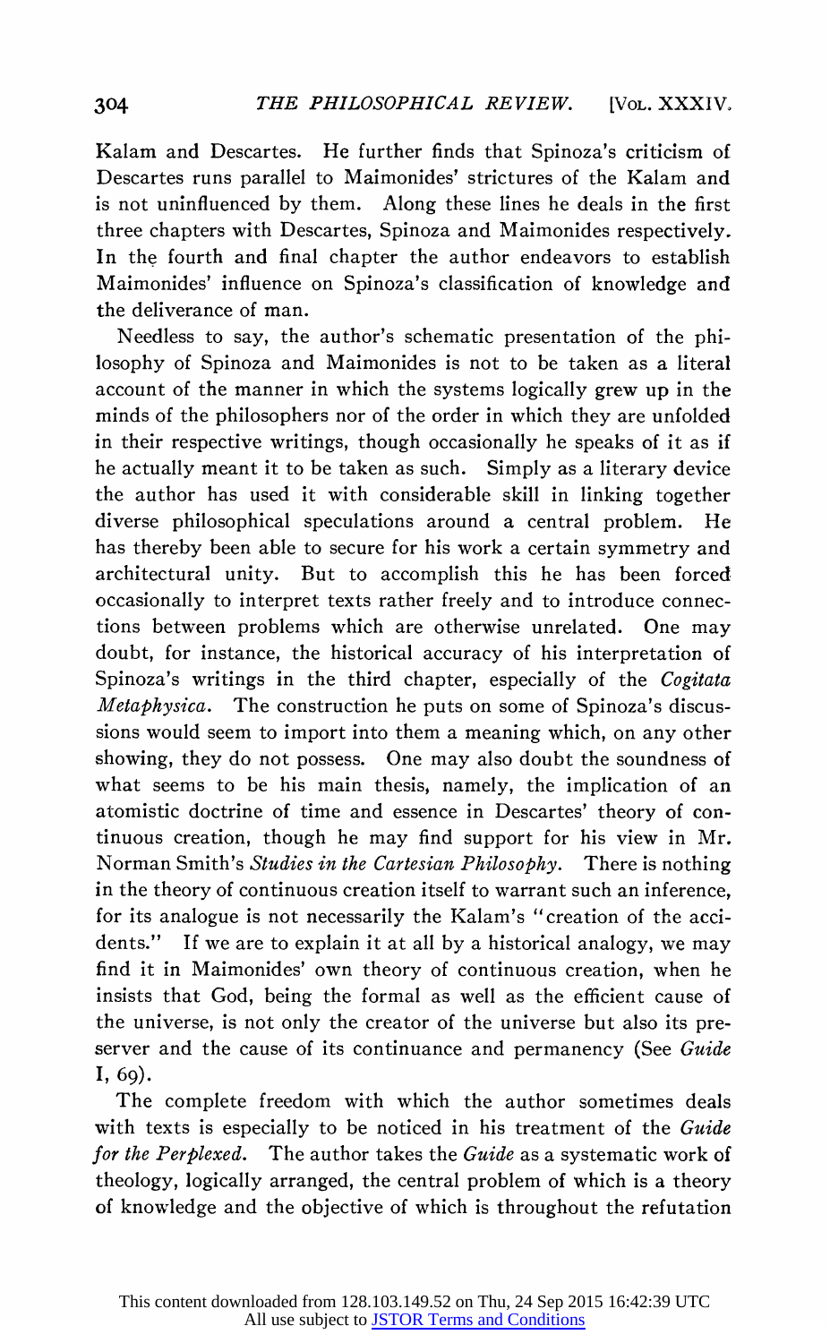Kalam and Descartes. He further finds that Spinoza's criticism of Descartes runs parallel to Maimonides' strictures of the Kalam and is not uninfluenced by them. Along these lines he deals in the first three chapters with Descartes, Spinoza and Maimonides respectively. In the fourth and final chapter the author endeavors to establish Maimonides' influence on Spinoza's classification of knowledge and the deliverance of man.

Needless to say, the author's schematic presentation of the philosophy of Spinoza and Maimonides is not to be taken as a literal account of the manner in which the systems logically grew up in the minds of the philosophers nor of the order in which they are unfolded in their respective writings, though occasionally he speaks of it as if he actually meant it to be taken as such. Simply as a literary device the author has used it with considerable skill in linking together diverse philosophical speculations around a central problem. He has thereby been able to secure for his work a certain symmetry and architectural unity. But to accomplish this he has been forced occasionally to interpret texts rather freely and to introduce connections between problems which are otherwise unrelated. One may doubt, for instance, the historical accuracy of his interpretation of Spinoza's writings in the third chapter, especially of the *Cogitata Metaphysica*. The construction he puts on some of Spinoza's discussions would seem to import into them a meaning which, on any other showing, they do not possess. One may also doubt the soundness of what seems to be his main thesis, namely, the implication of an atomistic doctrine of time and essence in Descartes' theory of continuous creation, though he may find support for his view in Mr. Norman Smith's *Studies in the Cartesian Philosophy*. There is nothing in the theory of continuous creation itself to warrant such an inference, for its analogue is not necessarily the Kalam's "creation of the accidents." If we are to explain it at all by a historical analogy, we may find it in Maimonides' own theory of continuous creation, when he insists that God, being the formal as well as the efficient cause of the universe, is not only the creator of the universe but also its preserver and the cause of its continuance and permanency (See *Guide* I, 69).

The complete freedom with which the author sometimes deals with texts is especially to be noticed in his treatment of the *Guide for the Perplexed*. The author takes the *Guide* as a systematic work of theology, logically arranged, the central problem of which is a theory of knowledge and the objective of which is throughout the refutation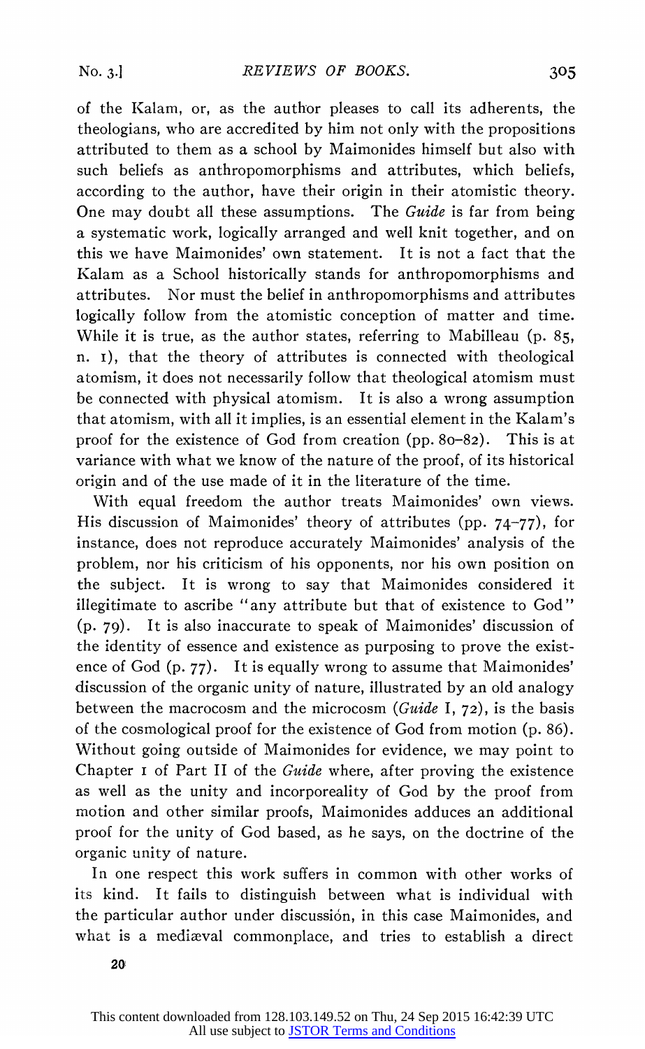of the Kalam, or, as the author pleases to call its adherents, the theologians, who are accredited by him not only with the propositions attributed to them as a school by Maimonides himself but also with such beliefs as anthropomorphisms and attributes, which beliefs, according to the author, have their origin in their atomistic theory. One may doubt all these assumptions. The *Guide* is far from being a systematic work, logically arranged and well knit together, and on this we have Maimonides' own statement. It is not a fact that the Kalam as a School historically stands for anthropomorphisms and attributes. Nor must the belief in anthropomorphisms and attributes logically follow from the atomistic conception of matter and time. While it is true, as the author states, referring to Mabilleau (p. 85, n. 1), that the theory of attributes is connected with theological atomism, it does not necessarily follow that theological atomism must be connected with physical atomism. It is also a wrong assumption that atomism, with all it implies, is an essential element in the Kalam's proof for the existence of God from creation (pp. 80–82). This is at variance with what we know of the nature of the proof, of its historical origin and of the use made of it in the literature of the time.

With equal freedom the author treats Maimonides' own views. His discussion of Maimonides' theory of attributes (pp. 74–77), for instance, does not reproduce accurately Maimonides' analysis of the problem, nor his criticism of his opponents, nor his own position on the subject. It is wrong to say that Maimonides considered it illegitimate to ascribe "any attribute but that of existence to God" (p. 79). It is also inaccurate to speak of Maimonides' discussion of the identity of essence and existence as purposing to prove the existence of God (p. 77). It is equally wrong to assume that Maimonides' discussion of the organic unity of nature, illustrated by an old analogy between the macrocosm and the microcosm (*Guide* I, 72), is the basis of the cosmological proof for the existence of God from motion (p. 86). Without going outside of Maimonides for evidence, we may point to Chapter 1 of Part II of the *Guide* where, after proving the existence as well as the unity and incorporeality of God by the proof from motion and other similar proofs, Maimonides adduces an additional proof for the unity of God based, as he says, on the doctrine of the organic unity of nature.

In one respect this work suffers in common with other works of its kind. It fails to distinguish between what is individual with the particular author under discussión, in this case Maimonides, and what is a mediæval commonplace, and tries to establish a direct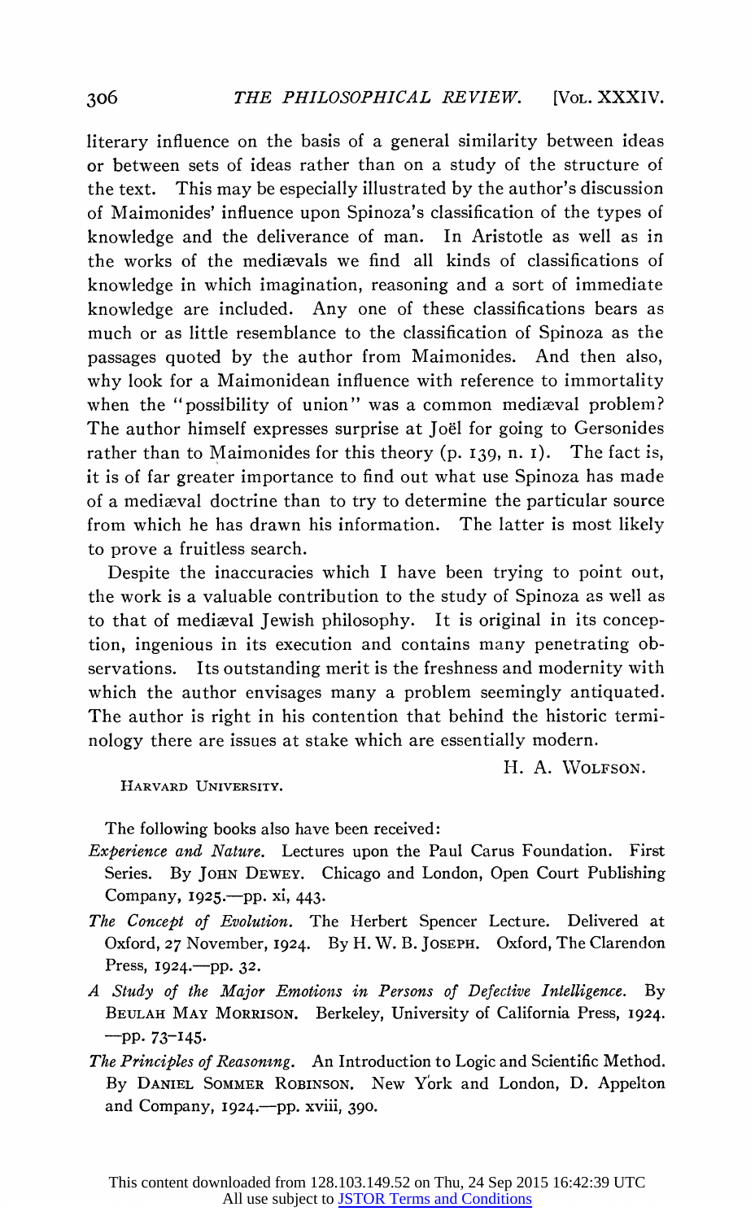literary influence on the basis of a general similarity between ideas or between sets of ideas rather than on a study of the structure of the text. This may be especially illustrated by the author's discussion of Maimonides' influence upon Spinoza's classification of the types of knowledge and the deliverance of man. In Aristotle as well as in the works of the mediævals we find all kinds of classifications of knowledge in which imagination, reasoning and a sort of immediate knowledge are included. Any one of these classifications bears as much or as little resemblance to the classification of Spinoza as the passages quoted by the author from Maimonides. And then also, why look for a Maimonidean influence with reference to immortality when the "possibility of union" was a common mediæval problem? The author himself expresses surprise at Joël for going to Gersonides rather than to Maimonides for this theory (p. 139, n. 1). The fact is, it is of far greater importance to find out what use Spinoza has made of a mediæval doctrine than to try to determine the particular source from which he has drawn his information. The latter is most likely to prove a fruitless search.

Despite the inaccuracies which I have been trying to point out, the work is a valuable contribution to the study of Spinoza as well as to that of mediæval Jewish philosophy. It is original in its conception, ingenious in its execution and contains many penetrating observations. Its outstanding merit is the freshness and modernity with which the author envisages many a problem seemingly antiquated. The author is right in his contention that behind the historic terminology there are issues at stake which are essentially modern.

H. A. Wolfson.

Harvard University.

The following books also have been received:

*Experience and Nature.* Lectures upon the Paul Carus Foundation. First Series. By John Dewey. Chicago and London, Open Court Publishing Company, 1925.—pp. xi, 443.

*The Concept of Evolution.* The Herbert Spencer Lecture. Delivered at Oxford, 27 November, 1924. By H. W. B. Joseph. Oxford, The Clarendon Press, 1924.—pp. 32.

*A Study of the Major Emotions in Persons of Defective Intelligence.* By Beulah May Morrison. Berkeley, University of California Press, 1924. —pp. 73–145.

*The Principles of Reasoning.* An Introduction to Logic and Scientific Method. By Daniel Sommer Robinson. New York and London, D. Appelton and Company, 1924.—pp. xviii, 390.